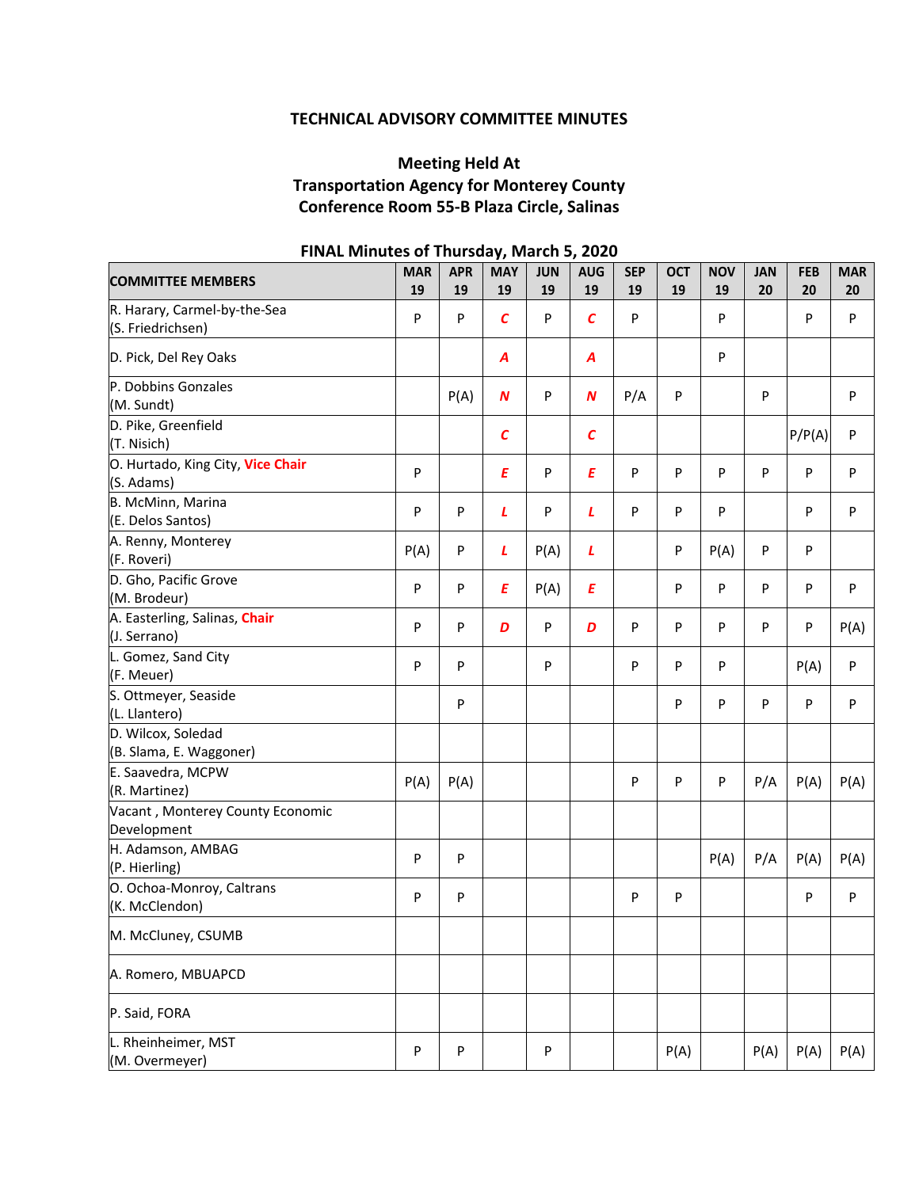**TECHNICAL ADVISORY COMMITTEE MINUTES**

**Meeting Held At**
**Transportation Agency for Monterey County**
**Conference Room 55-B Plaza Circle, Salinas**

**FINAL Minutes of Thursday, March 5, 2020**

| COMMITTEE MEMBERS | MAR 19 | APR 19 | MAY 19 | JUN 19 | AUG 19 | SEP 19 | OCT 19 | NOV 19 | JAN 20 | FEB 20 | MAR 20 |
|---|---|---|---|---|---|---|---|---|---|---|---|
| R. Harary, Carmel-by-the-Sea (S. Friedrichsen) | P | P | *C* | P | *C* | P | | P | | P | P |
| D. Pick, Del Rey Oaks | | | *A* | | *A* | | | P | | | |
| P. Dobbins Gonzales (M. Sundt) | | P(A) | *N* | P | *N* | P/A | P | | P | | P |
| D. Pike, Greenfield (T. Nisich) | | | *C* | | *C* | | | | | P/P(A) | P |
| O. Hurtado, King City, Vice Chair (S. Adams) | P | | *E* | P | *E* | P | P | P | P | P | P |
| B. McMinn, Marina (E. Delos Santos) | P | P | *L* | P | *L* | P | P | P | | P | P |
| A. Renny, Monterey (F. Roveri) | P(A) | P | *L* | P(A) | *L* | | P | P(A) | P | P | |
| D. Gho, Pacific Grove (M. Brodeur) | P | P | *E* | P(A) | *E* | | P | P | P | P | P |
| A. Easterling, Salinas, Chair (J. Serrano) | P | P | *D* | P | *D* | P | P | P | P | P | P(A) |
| L. Gomez, Sand City (F. Meuer) | P | P | | P | | P | P | P | | P(A) | P |
| S. Ottmeyer, Seaside (L. Llantero) | | P | | | | | P | P | P | P | P |
| D. Wilcox, Soledad (B. Slama, E. Waggoner) | | | | | | | | | | | |
| E. Saavedra, MCPW (R. Martinez) | P(A) | P(A) | | | | P | P | P | P/A | P(A) | P(A) |
| Vacant , Monterey County Economic Development | | | | | | | | | | | |
| H. Adamson, AMBAG (P. Hierling) | P | P | | | | | | P(A) | P/A | P(A) | P(A) |
| O. Ochoa-Monroy, Caltrans (K. McClendon) | P | P | | | | P | P | | | P | P |
| M. McCluney, CSUMB | | | | | | | | | | | |
| A. Romero, MBUAPCD | | | | | | | | | | | |
| P. Said, FORA | | | | | | | | | | | |
| L. Rheinheimer, MST (M. Overmeyer) | P | P | | P | | | P(A) | | P(A) | P(A) | P(A) |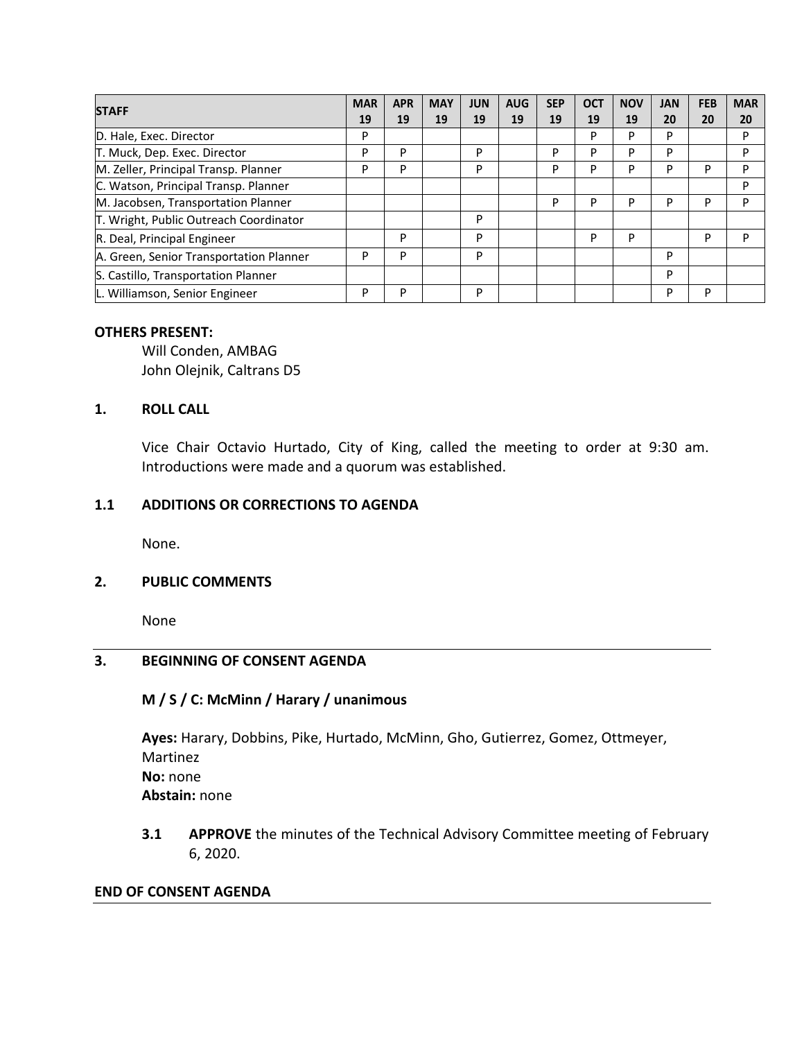| STAFF | MAR 19 | APR 19 | MAY 19 | JUN 19 | AUG 19 | SEP 19 | OCT 19 | NOV 19 | JAN 20 | FEB 20 | MAR 20 |
|---|---|---|---|---|---|---|---|---|---|---|---|
| D. Hale, Exec. Director | P | | | | | | P | P | P | | P |
| T. Muck, Dep. Exec. Director | P | P | | P | | P | P | P | P | | P |
| M. Zeller, Principal Transp. Planner | P | P | | P | | P | P | P | P | P | P |
| C. Watson, Principal Transp. Planner | | | | | | | | | | | P |
| M. Jacobsen, Transportation Planner | | | | | | P | P | P | P | P | P |
| T. Wright, Public Outreach Coordinator | | | | P | | | | | | | |
| R. Deal, Principal Engineer | | P | | P | | | P | P | | P | P |
| A. Green, Senior Transportation Planner | P | P | | P | | | | | P | | |
| S. Castillo, Transportation Planner | | | | | | | | | P | | |
| L. Williamson, Senior Engineer | P | P | | P | | | | | P | P | |

**OTHERS PRESENT:**

Will Conden, AMBAG
John Olejnik, Caltrans D5

## 1. ROLL CALL

Vice Chair Octavio Hurtado, City of King, called the meeting to order at 9:30 am. Introductions were made and a quorum was established.

## 1.1 ADDITIONS OR CORRECTIONS TO AGENDA

None.

## 2. PUBLIC COMMENTS

None

---

## 3. BEGINNING OF CONSENT AGENDA

**M / S / C: McMinn / Harary / unanimous**

**Ayes:** Harary, Dobbins, Pike, Hurtado, McMinn, Gho, Gutierrez, Gomez, Ottmeyer, Martinez
**No:** none
**Abstain:** none

**3.1** **APPROVE** the minutes of the Technical Advisory Committee meeting of February 6, 2020.

**END OF CONSENT AGENDA**

---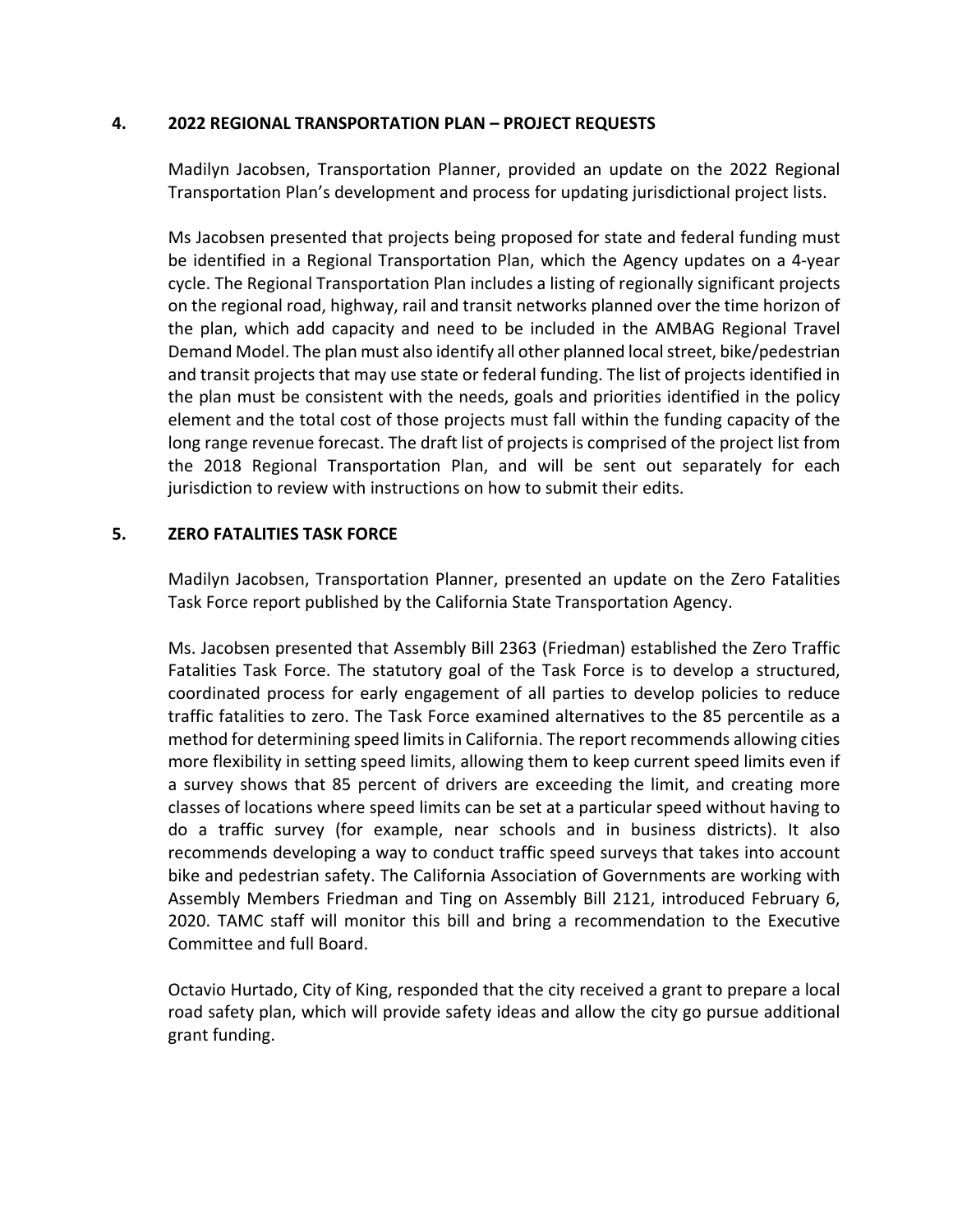## 4. 2022 REGIONAL TRANSPORTATION PLAN – PROJECT REQUESTS

Madilyn Jacobsen, Transportation Planner, provided an update on the 2022 Regional Transportation Plan's development and process for updating jurisdictional project lists.

Ms Jacobsen presented that projects being proposed for state and federal funding must be identified in a Regional Transportation Plan, which the Agency updates on a 4-year cycle. The Regional Transportation Plan includes a listing of regionally significant projects on the regional road, highway, rail and transit networks planned over the time horizon of the plan, which add capacity and need to be included in the AMBAG Regional Travel Demand Model. The plan must also identify all other planned local street, bike/pedestrian and transit projects that may use state or federal funding. The list of projects identified in the plan must be consistent with the needs, goals and priorities identified in the policy element and the total cost of those projects must fall within the funding capacity of the long range revenue forecast. The draft list of projects is comprised of the project list from the 2018 Regional Transportation Plan, and will be sent out separately for each jurisdiction to review with instructions on how to submit their edits.

## 5. ZERO FATALITIES TASK FORCE

Madilyn Jacobsen, Transportation Planner, presented an update on the Zero Fatalities Task Force report published by the California State Transportation Agency.

Ms. Jacobsen presented that Assembly Bill 2363 (Friedman) established the Zero Traffic Fatalities Task Force. The statutory goal of the Task Force is to develop a structured, coordinated process for early engagement of all parties to develop policies to reduce traffic fatalities to zero. The Task Force examined alternatives to the 85 percentile as a method for determining speed limits in California. The report recommends allowing cities more flexibility in setting speed limits, allowing them to keep current speed limits even if a survey shows that 85 percent of drivers are exceeding the limit, and creating more classes of locations where speed limits can be set at a particular speed without having to do a traffic survey (for example, near schools and in business districts). It also recommends developing a way to conduct traffic speed surveys that takes into account bike and pedestrian safety. The California Association of Governments are working with Assembly Members Friedman and Ting on Assembly Bill 2121, introduced February 6, 2020. TAMC staff will monitor this bill and bring a recommendation to the Executive Committee and full Board.

Octavio Hurtado, City of King, responded that the city received a grant to prepare a local road safety plan, which will provide safety ideas and allow the city go pursue additional grant funding.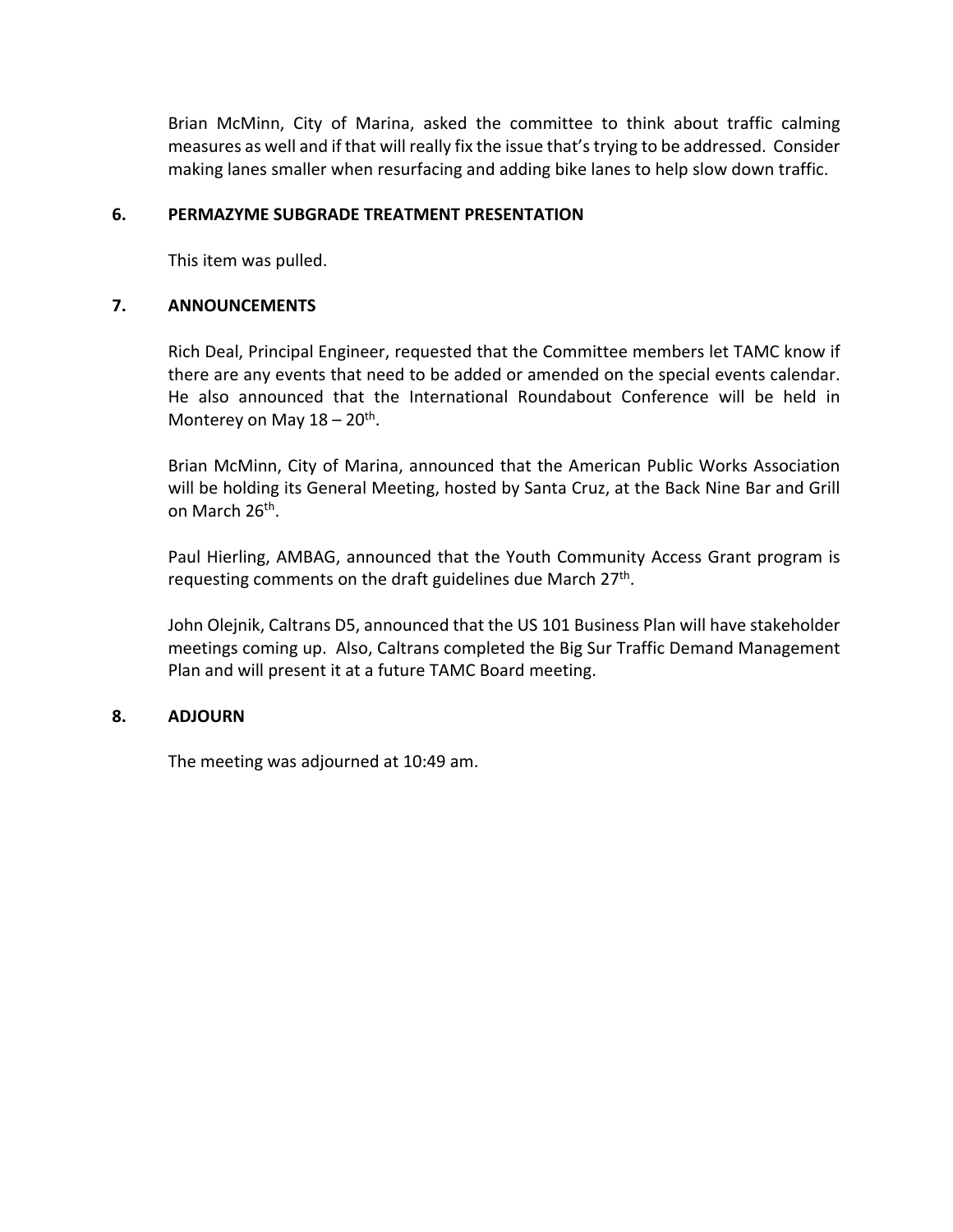Brian McMinn, City of Marina, asked the committee to think about traffic calming measures as well and if that will really fix the issue that's trying to be addressed. Consider making lanes smaller when resurfacing and adding bike lanes to help slow down traffic.

## 6. PERMAZYME SUBGRADE TREATMENT PRESENTATION

This item was pulled.

## 7. ANNOUNCEMENTS

Rich Deal, Principal Engineer, requested that the Committee members let TAMC know if there are any events that need to be added or amended on the special events calendar. He also announced that the International Roundabout Conference will be held in Monterey on May 18 – 20th.

Brian McMinn, City of Marina, announced that the American Public Works Association will be holding its General Meeting, hosted by Santa Cruz, at the Back Nine Bar and Grill on March 26th.

Paul Hierling, AMBAG, announced that the Youth Community Access Grant program is requesting comments on the draft guidelines due March 27th.

John Olejnik, Caltrans D5, announced that the US 101 Business Plan will have stakeholder meetings coming up. Also, Caltrans completed the Big Sur Traffic Demand Management Plan and will present it at a future TAMC Board meeting.

## 8. ADJOURN

The meeting was adjourned at 10:49 am.